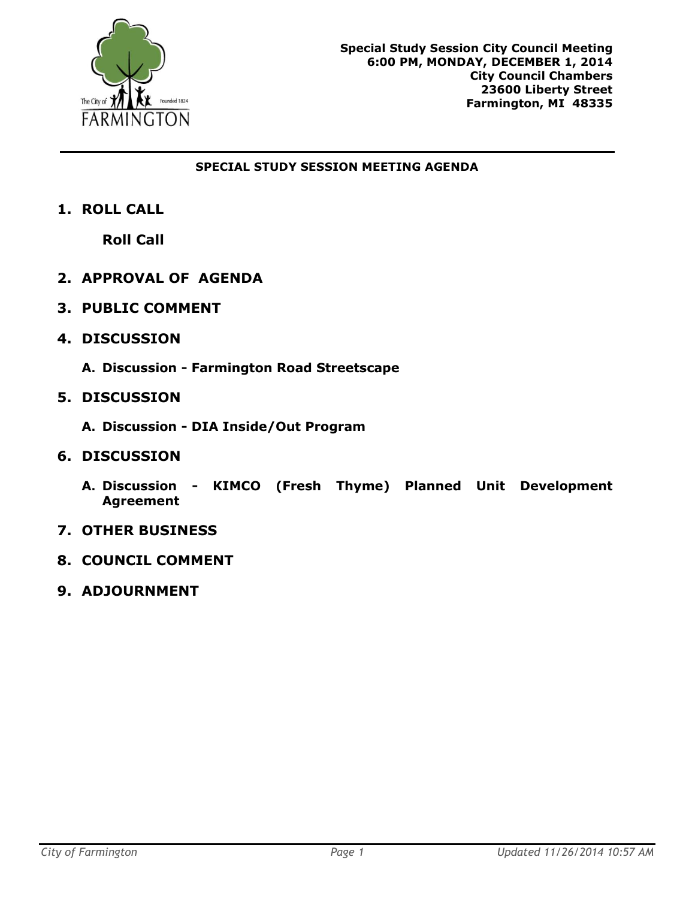**Special Study Session City Council Meeting**
**6:00 PM, MONDAY, DECEMBER 1, 2014**
**City Council Chambers**
**23600 Liberty Street**
**Farmington, MI 48335**

---

## SPECIAL STUDY SESSION MEETING AGENDA

1. **ROLL CALL**

   **Roll Call**

2. **APPROVAL OF AGENDA**

3. **PUBLIC COMMENT**

4. **DISCUSSION**

   A. **Discussion - Farmington Road Streetscape**

5. **DISCUSSION**

   A. **Discussion - DIA Inside/Out Program**

6. **DISCUSSION**

   A. **Discussion - KIMCO (Fresh Thyme) Planned Unit Development Agreement**

7. **OTHER BUSINESS**

8. **COUNCIL COMMENT**

9. **ADJOURNMENT**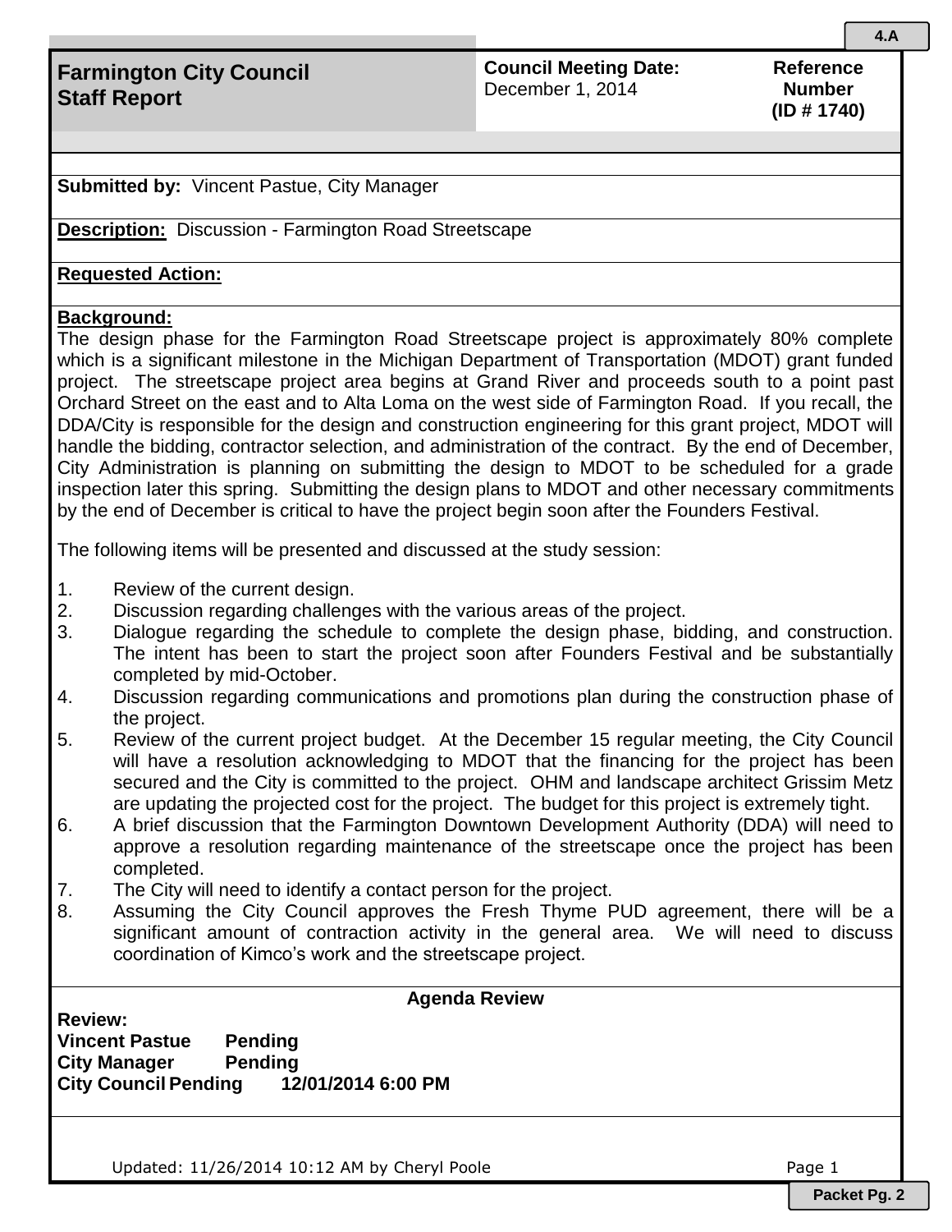4.A

## Farmington City Council Staff Report

**Council Meeting Date:** December 1, 2014

**Reference Number (ID # 1740)**

**Submitted by:** Vincent Pastue, City Manager

**Description:** Discussion - Farmington Road Streetscape

**Requested Action:**

**Background:**

The design phase for the Farmington Road Streetscape project is approximately 80% complete which is a significant milestone in the Michigan Department of Transportation (MDOT) grant funded project. The streetscape project area begins at Grand River and proceeds south to a point past Orchard Street on the east and to Alta Loma on the west side of Farmington Road. If you recall, the DDA/City is responsible for the design and construction engineering for this grant project, MDOT will handle the bidding, contractor selection, and administration of the contract. By the end of December, City Administration is planning on submitting the design to MDOT to be scheduled for a grade inspection later this spring. Submitting the design plans to MDOT and other necessary commitments by the end of December is critical to have the project begin soon after the Founders Festival.

The following items will be presented and discussed at the study session:

1. Review of the current design.
2. Discussion regarding challenges with the various areas of the project.
3. Dialogue regarding the schedule to complete the design phase, bidding, and construction. The intent has been to start the project soon after Founders Festival and be substantially completed by mid-October.
4. Discussion regarding communications and promotions plan during the construction phase of the project.
5. Review of the current project budget. At the December 15 regular meeting, the City Council will have a resolution acknowledging to MDOT that the financing for the project has been secured and the City is committed to the project. OHM and landscape architect Grissim Metz are updating the projected cost for the project. The budget for this project is extremely tight.
6. A brief discussion that the Farmington Downtown Development Authority (DDA) will need to approve a resolution regarding maintenance of the streetscape once the project has been completed.
7. The City will need to identify a contact person for the project.
8. Assuming the City Council approves the Fresh Thyme PUD agreement, there will be a significant amount of contraction activity in the general area. We will need to discuss coordination of Kimco's work and the streetscape project.

**Agenda Review**

**Review:**
**Vincent Pastue Pending**
**City Manager Pending**
**City Council Pending 12/01/2014 6:00 PM**

Updated: 11/26/2014 10:12 AM by Cheryl Poole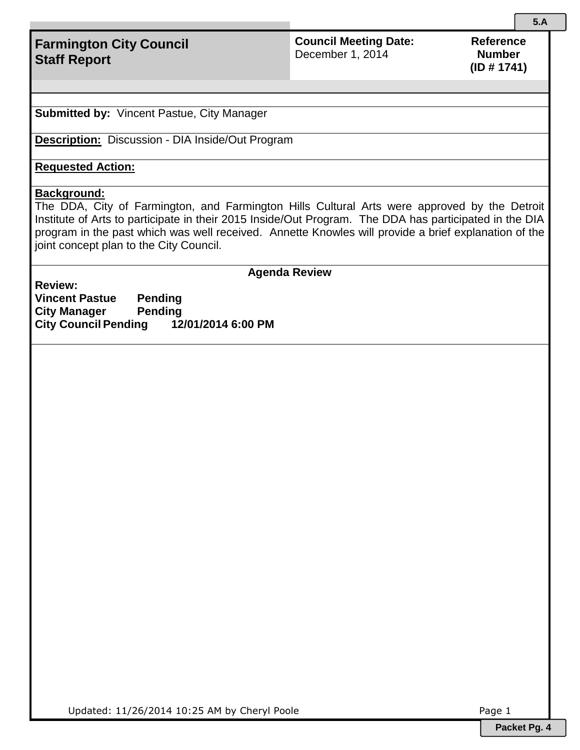5.A

# Farmington City Council Staff Report

**Council Meeting Date:** December 1, 2014

**Reference Number (ID # 1741)**

**Submitted by:** Vincent Pastue, City Manager

**Description:** Discussion - DIA Inside/Out Program

**Requested Action:**

**Background:**
The DDA, City of Farmington, and Farmington Hills Cultural Arts were approved by the Detroit Institute of Arts to participate in their 2015 Inside/Out Program. The DDA has participated in the DIA program in the past which was well received. Annette Knowles will provide a brief explanation of the joint concept plan to the City Council.

**Agenda Review**

**Review:**

| | | |
|---|---|---|
| **Vincent Pastue** | **Pending** | |
| **City Manager** | **Pending** | |
| **City Council** | **Pending** | **12/01/2014 6:00 PM** |

Updated: 11/26/2014 10:25 AM by Cheryl Poole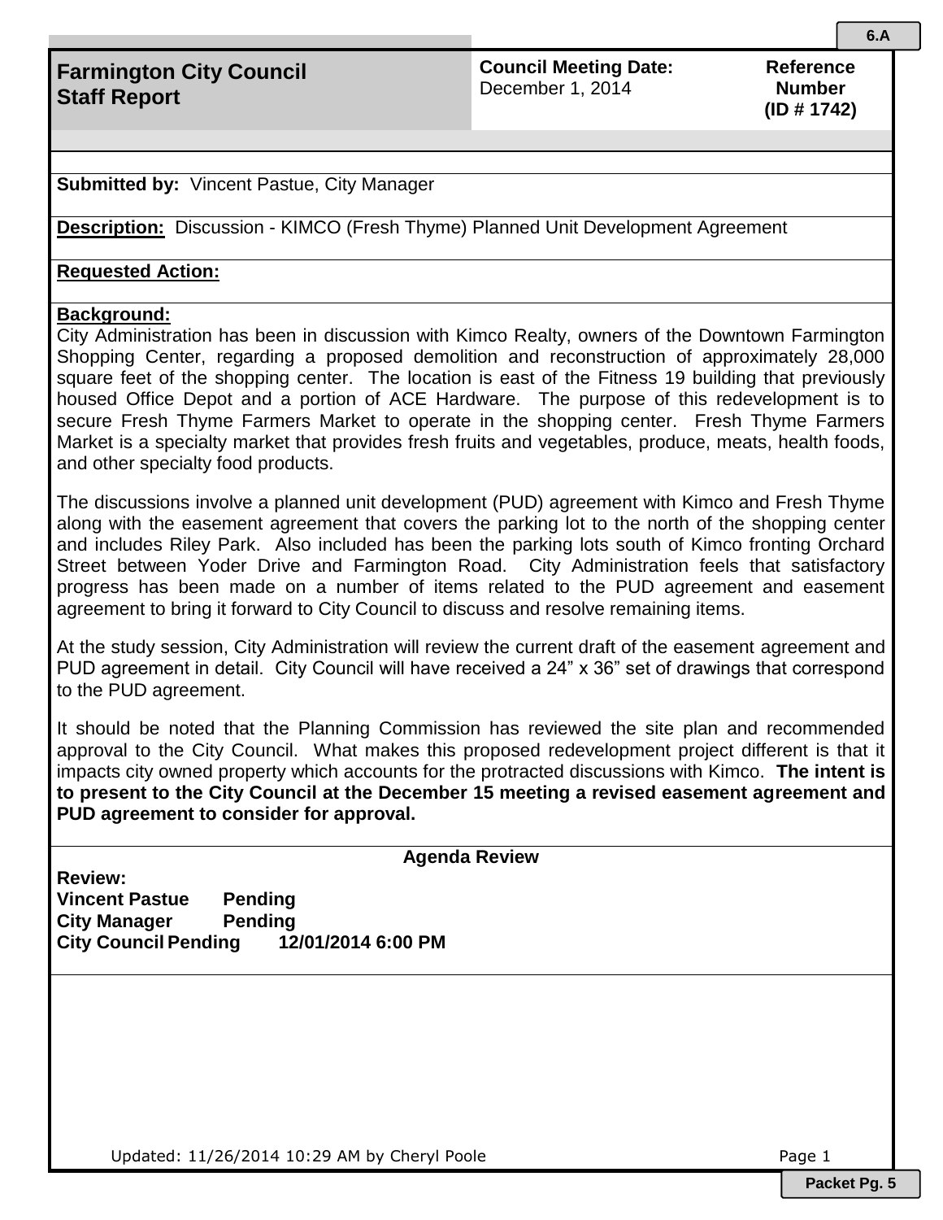6.A

# Farmington City Council Staff Report

**Council Meeting Date:** December 1, 2014

**Reference Number (ID # 1742)**

**Submitted by:** Vincent Pastue, City Manager

**Description:** Discussion - KIMCO (Fresh Thyme) Planned Unit Development Agreement

**Requested Action:**

**Background:**

City Administration has been in discussion with Kimco Realty, owners of the Downtown Farmington Shopping Center, regarding a proposed demolition and reconstruction of approximately 28,000 square feet of the shopping center. The location is east of the Fitness 19 building that previously housed Office Depot and a portion of ACE Hardware. The purpose of this redevelopment is to secure Fresh Thyme Farmers Market to operate in the shopping center. Fresh Thyme Farmers Market is a specialty market that provides fresh fruits and vegetables, produce, meats, health foods, and other specialty food products.

The discussions involve a planned unit development (PUD) agreement with Kimco and Fresh Thyme along with the easement agreement that covers the parking lot to the north of the shopping center and includes Riley Park. Also included has been the parking lots south of Kimco fronting Orchard Street between Yoder Drive and Farmington Road. City Administration feels that satisfactory progress has been made on a number of items related to the PUD agreement and easement agreement to bring it forward to City Council to discuss and resolve remaining items.

At the study session, City Administration will review the current draft of the easement agreement and PUD agreement in detail. City Council will have received a 24" x 36" set of drawings that correspond to the PUD agreement.

It should be noted that the Planning Commission has reviewed the site plan and recommended approval to the City Council. What makes this proposed redevelopment project different is that it impacts city owned property which accounts for the protracted discussions with Kimco. **The intent is to present to the City Council at the December 15 meeting a revised easement agreement and PUD agreement to consider for approval.**

**Agenda Review**

**Review:**
**Vincent Pastue Pending**
**City Manager Pending**
**City Council Pending 12/01/2014 6:00 PM**

Updated: 11/26/2014 10:29 AM by Cheryl Poole